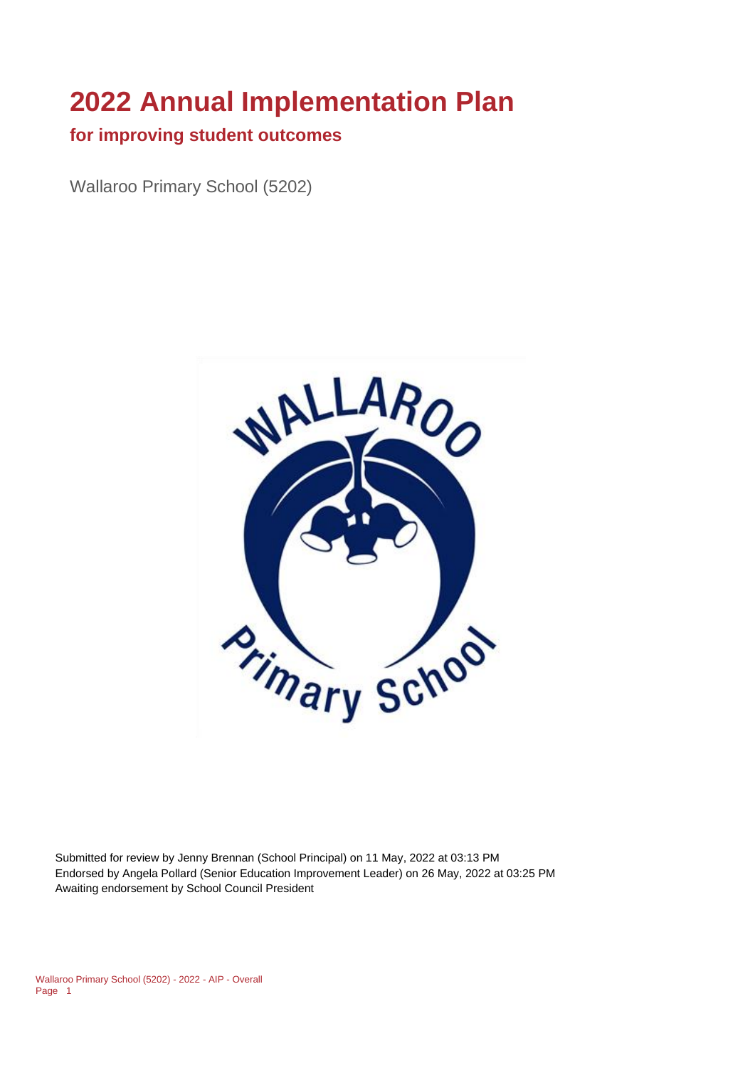# 2022 Annual Implementation Plan

## for improving student outcomes

Wallaroo Primary School (5202)

Submitted for review by Jenny Brennan (School Principal) on 11 May, 2022 at 03:13 PM
Endorsed by Angela Pollard (Senior Education Improvement Leader) on 26 May, 2022 at 03:25 PM
Awaiting endorsement by School Council President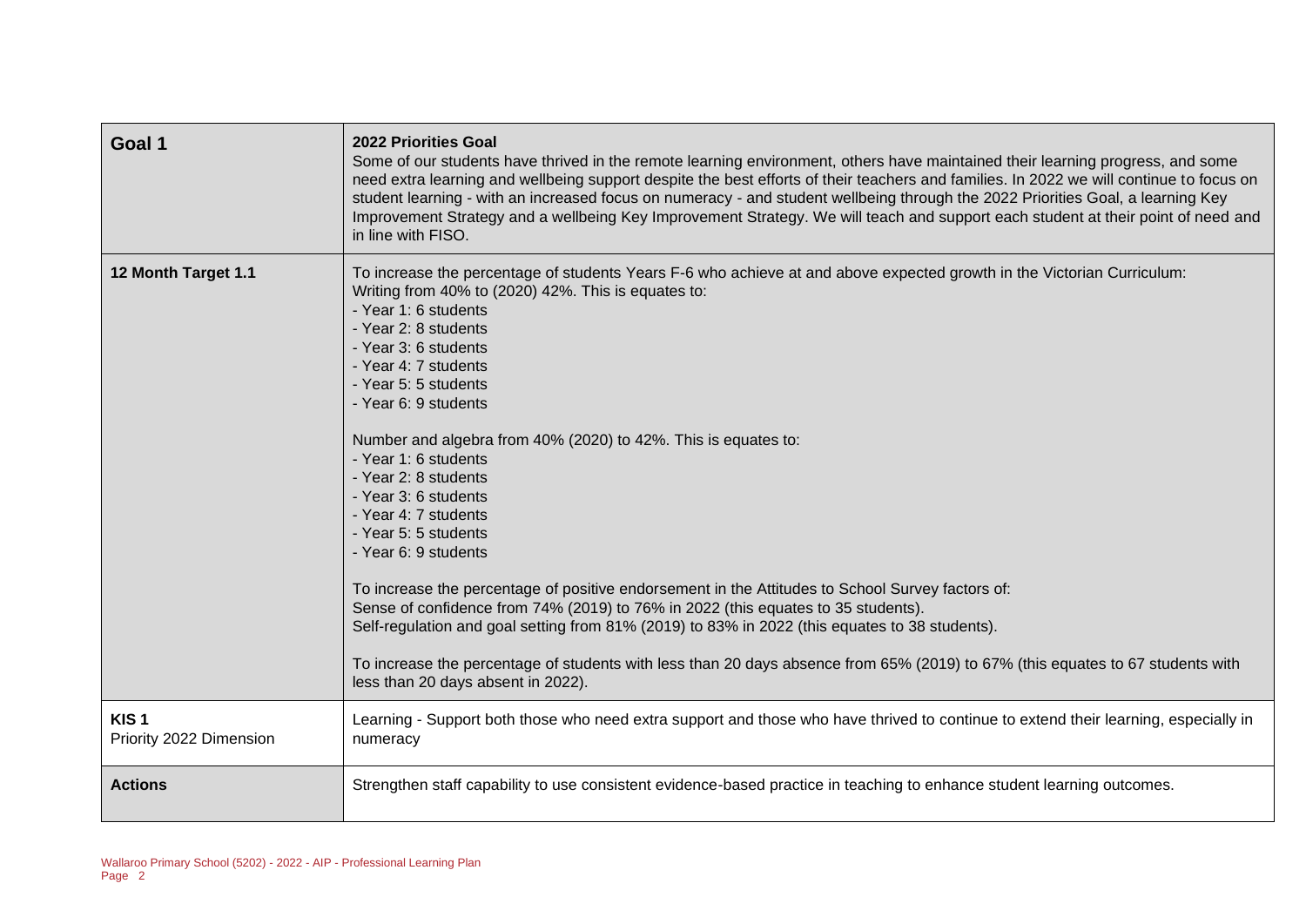| Goal 1 | **2022 Priorities Goal**<br>Some of our students have thrived in the remote learning environment, others have maintained their learning progress, and some need extra learning and wellbeing support despite the best efforts of their teachers and families. In 2022 we will continue to focus on student learning - with an increased focus on numeracy - and student wellbeing through the 2022 Priorities Goal, a learning Key Improvement Strategy and a wellbeing Key Improvement Strategy. We will teach and support each student at their point of need and in line with FISO. |
|---|---|
| **12 Month Target 1.1** | To increase the percentage of students Years F-6 who achieve at and above expected growth in the Victorian Curriculum:<br>Writing from 40% to (2020) 42%. This is equates to:<br>- Year 1: 6 students<br>- Year 2: 8 students<br>- Year 3: 6 students<br>- Year 4: 7 students<br>- Year 5: 5 students<br>- Year 6: 9 students<br><br>Number and algebra from 40% (2020) to 42%. This is equates to:<br>- Year 1: 6 students<br>- Year 2: 8 students<br>- Year 3: 6 students<br>- Year 4: 7 students<br>- Year 5: 5 students<br>- Year 6: 9 students<br><br>To increase the percentage of positive endorsement in the Attitudes to School Survey factors of:<br>Sense of confidence from 74% (2019) to 76% in 2022 (this equates to 35 students).<br>Self-regulation and goal setting from 81% (2019) to 83% in 2022 (this equates to 38 students).<br><br>To increase the percentage of students with less than 20 days absence from 65% (2019) to 67% (this equates to 67 students with less than 20 days absent in 2022). |
| **KIS 1**<br>Priority 2022 Dimension | Learning - Support both those who need extra support and those who have thrived to continue to extend their learning, especially in numeracy |
| **Actions** | Strengthen staff capability to use consistent evidence-based practice in teaching to enhance student learning outcomes. |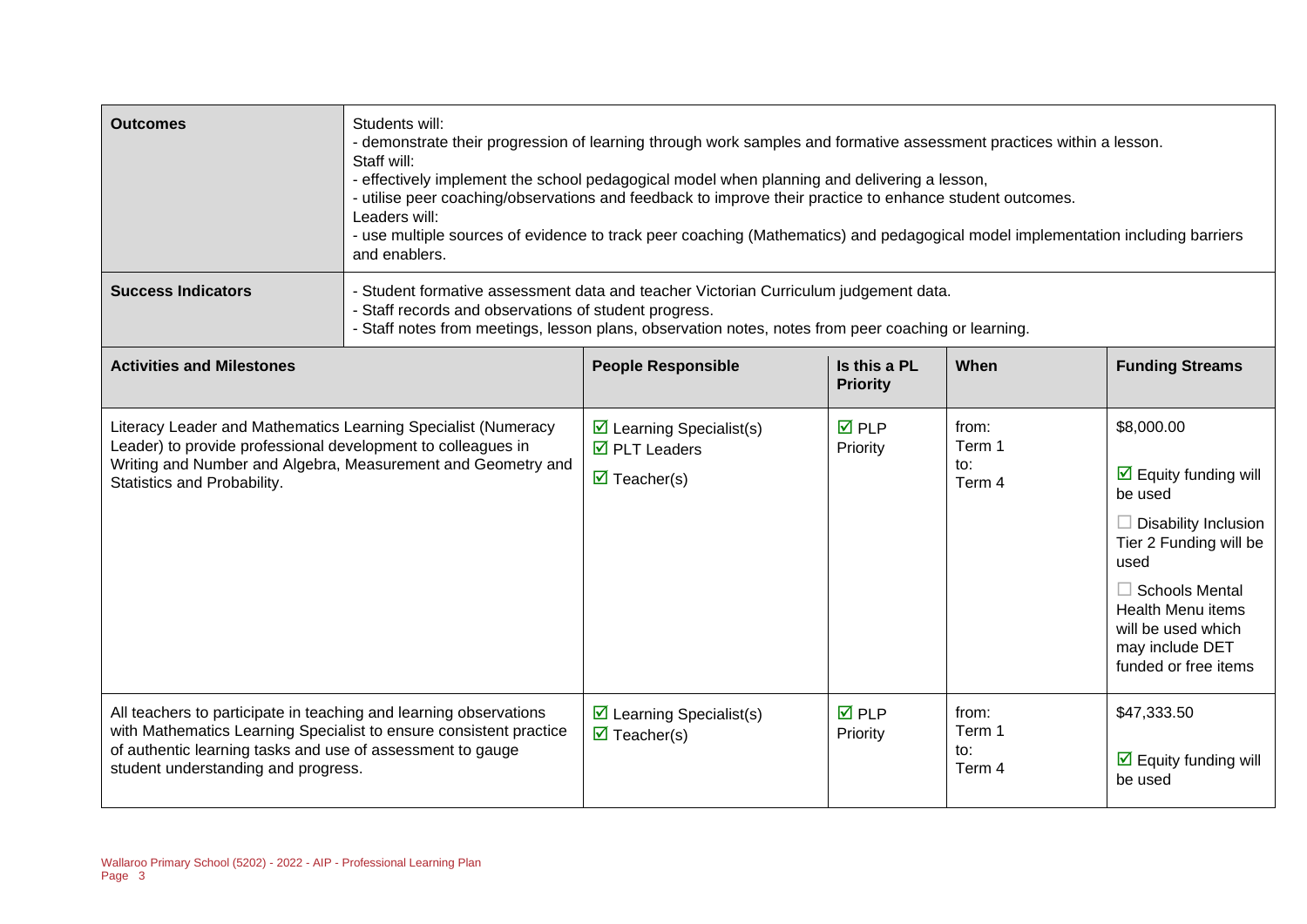| Outcomes | Students will:<br>- demonstrate their progression of learning through work samples and formative assessment practices within a lesson.<br>Staff will:<br>- effectively implement the school pedagogical model when planning and delivering a lesson,<br>- utilise peer coaching/observations and feedback to improve their practice to enhance student outcomes.<br>Leaders will:<br>- use multiple sources of evidence to track peer coaching (Mathematics) and pedagogical model implementation including barriers and enablers. |
|---|---|
| **Success Indicators** | - Student formative assessment data and teacher Victorian Curriculum judgement data.<br>- Staff records and observations of student progress.<br>- Staff notes from meetings, lesson plans, observation notes, notes from peer coaching or learning. |

| Activities and Milestones | People Responsible | Is this a PL Priority | When | Funding Streams |
|---|---|---|---|---|
| Literacy Leader and Mathematics Learning Specialist (Numeracy Leader) to provide professional development to colleagues in Writing and Number and Algebra, Measurement and Geometry and Statistics and Probability. | ☑ Learning Specialist(s)<br>☑ PLT Leaders<br>☑ Teacher(s) | ☑ PLP Priority | from: Term 1<br>to: Term 4 | $8,000.00<br>☑ Equity funding will be used<br>☐ Disability Inclusion Tier 2 Funding will be used<br>☐ Schools Mental Health Menu items will be used which may include DET funded or free items |
| All teachers to participate in teaching and learning observations with Mathematics Learning Specialist to ensure consistent practice of authentic learning tasks and use of assessment to gauge student understanding and progress. | ☑ Learning Specialist(s)<br>☑ Teacher(s) | ☑ PLP Priority | from: Term 1<br>to: Term 4 | $47,333.50<br>☑ Equity funding will be used |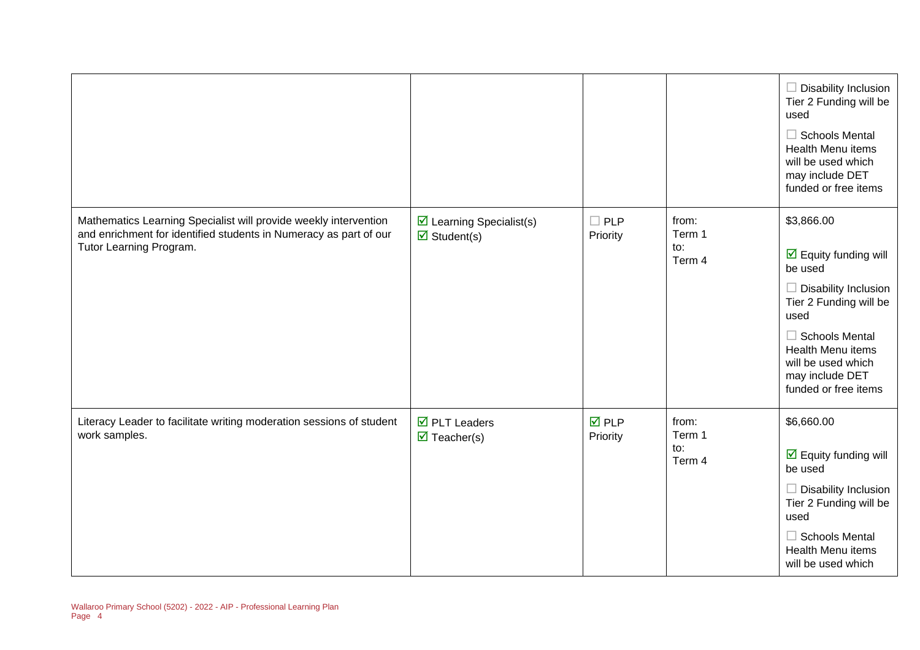| | | | | |
|---|---|---|---|---|
| | | | | ☐ Disability Inclusion Tier 2 Funding will be used<br><br>☐ Schools Mental Health Menu items will be used which may include DET funded or free items |
| Mathematics Learning Specialist will provide weekly intervention and enrichment for identified students in Numeracy as part of our Tutor Learning Program. | ☑ Learning Specialist(s)<br>☑ Student(s) | ☐ PLP Priority | from:<br>Term 1<br>to:<br>Term 4 | $3,866.00<br><br>☑ Equity funding will be used<br><br>☐ Disability Inclusion Tier 2 Funding will be used<br><br>☐ Schools Mental Health Menu items will be used which may include DET funded or free items |
| Literacy Leader to facilitate writing moderation sessions of student work samples. | ☑ PLT Leaders<br>☑ Teacher(s) | ☑ PLP Priority | from:<br>Term 1<br>to:<br>Term 4 | $6,660.00<br><br>☑ Equity funding will be used<br><br>☐ Disability Inclusion Tier 2 Funding will be used<br><br>☐ Schools Mental Health Menu items will be used which |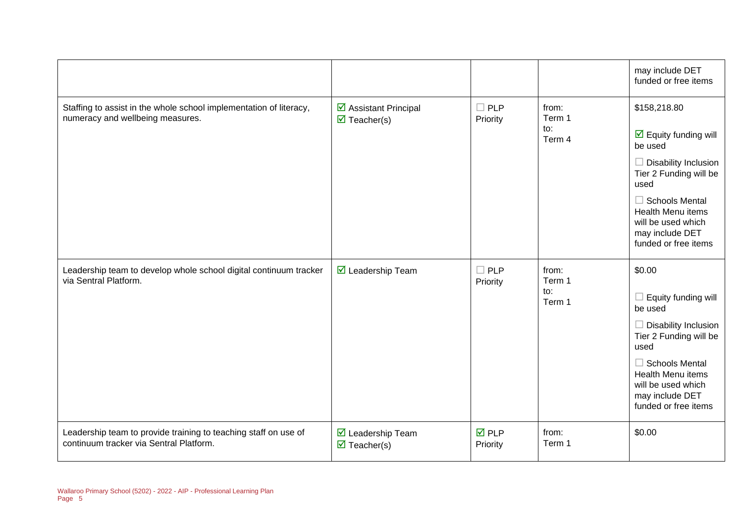| | | | | |
|---|---|---|---|---|
| | | | | may include DET funded or free items |
| Staffing to assist in the whole school implementation of literacy, numeracy and wellbeing measures. | ☑ Assistant Principal<br>☑ Teacher(s) | ☐ PLP Priority | from:<br>Term 1<br>to:<br>Term 4 | $158,218.80<br><br>☑ Equity funding will be used<br><br>☐ Disability Inclusion Tier 2 Funding will be used<br><br>☐ Schools Mental Health Menu items will be used which may include DET funded or free items |
| Leadership team to develop whole school digital continuum tracker via Sentral Platform. | ☑ Leadership Team | ☐ PLP Priority | from:<br>Term 1<br>to:<br>Term 1 | $0.00<br><br>☐ Equity funding will be used<br><br>☐ Disability Inclusion Tier 2 Funding will be used<br><br>☐ Schools Mental Health Menu items will be used which may include DET funded or free items |
| Leadership team to provide training to teaching staff on use of continuum tracker via Sentral Platform. | ☑ Leadership Team<br>☑ Teacher(s) | ☑ PLP Priority | from:<br>Term 1 | $0.00 |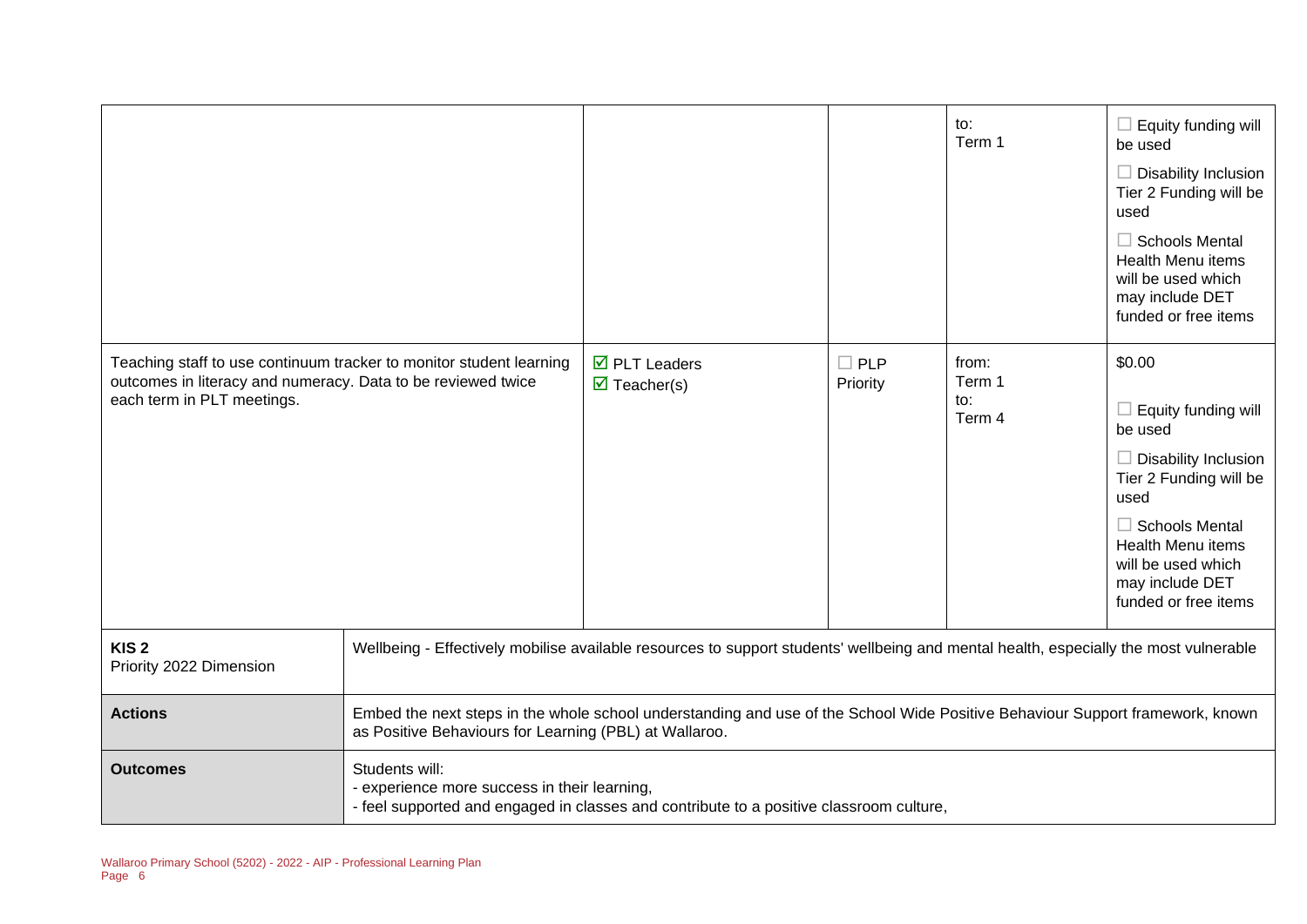|  |  |  | to:<br>Term 1 | ☐ Equity funding will be used<br>☐ Disability Inclusion Tier 2 Funding will be used<br>☐ Schools Mental Health Menu items will be used which may include DET funded or free items |
|---|---|---|---|---|
| Teaching staff to use continuum tracker to monitor student learning outcomes in literacy and numeracy. Data to be reviewed twice each term in PLT meetings. | ☑ PLT Leaders<br>☑ Teacher(s) | ☐ PLP Priority | from:<br>Term 1<br>to:<br>Term 4 | $0.00<br>☐ Equity funding will be used<br>☐ Disability Inclusion Tier 2 Funding will be used<br>☐ Schools Mental Health Menu items will be used which may include DET funded or free items |

| **KIS 2**<br>Priority 2022 Dimension | Wellbeing - Effectively mobilise available resources to support students' wellbeing and mental health, especially the most vulnerable |
|---|---|
| **Actions** | Embed the next steps in the whole school understanding and use of the School Wide Positive Behaviour Support framework, known as Positive Behaviours for Learning (PBL) at Wallaroo. |
| **Outcomes** | Students will:<br>- experience more success in their learning,<br>- feel supported and engaged in classes and contribute to a positive classroom culture, |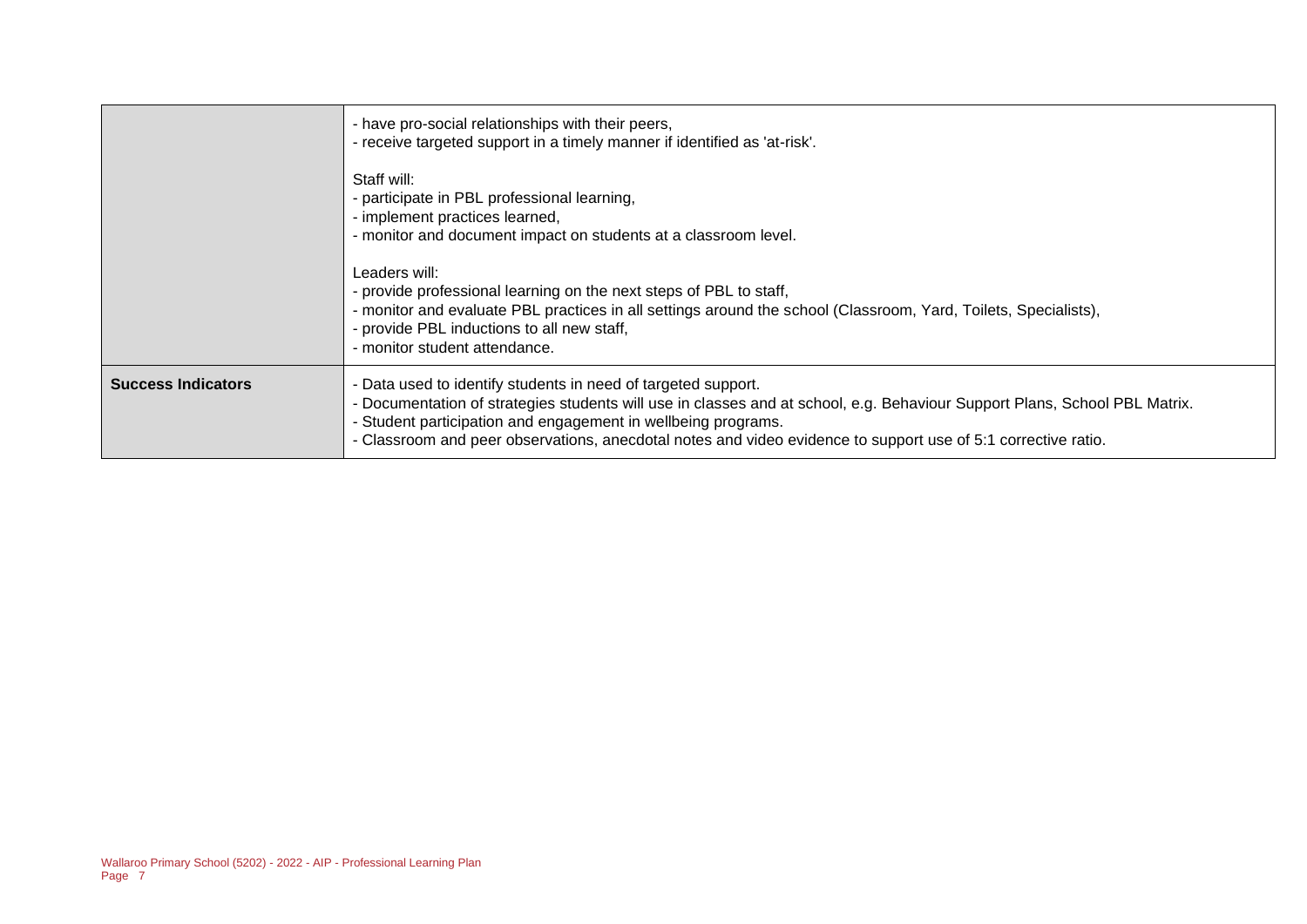| | |
|---|---|
| | - have pro-social relationships with their peers,<br>- receive targeted support in a timely manner if identified as 'at-risk'.<br><br>Staff will:<br>- participate in PBL professional learning,<br>- implement practices learned,<br>- monitor and document impact on students at a classroom level.<br><br>Leaders will:<br>- provide professional learning on the next steps of PBL to staff,<br>- monitor and evaluate PBL practices in all settings around the school (Classroom, Yard, Toilets, Specialists),<br>- provide PBL inductions to all new staff,<br>- monitor student attendance. |
| **Success Indicators** | - Data used to identify students in need of targeted support.<br>- Documentation of strategies students will use in classes and at school, e.g. Behaviour Support Plans, School PBL Matrix.<br>- Student participation and engagement in wellbeing programs.<br>- Classroom and peer observations, anecdotal notes and video evidence to support use of 5:1 corrective ratio. |